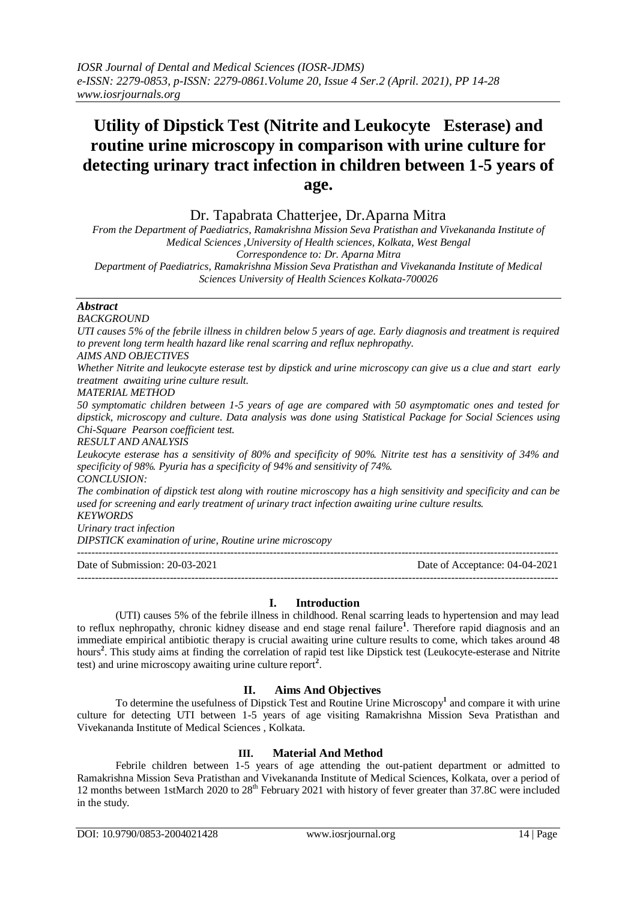# Utility of Dipstick Test (Nitrite and Leukocyte Esterase) and routine urine microscopy in comparison with urine culture for detecting urinary tract infection in children between 1-5 years of age.

Dr. Tapabrata Chatterjee, Dr.Aparna Mitra

*From the Department of Paediatrics, Ramakrishna Mission Seva Pratisthan and Vivekananda Institute of Medical Sciences ,University of Health sciences, Kolkata, West Bengal*
*Correspondence to: Dr. Aparna Mitra*
*Department of Paediatrics, Ramakrishna Mission Seva Pratisthan and Vivekananda Institute of Medical Sciences University of Health Sciences Kolkata-700026*

---

***Abstract***

*BACKGROUND*

*UTI causes 5% of the febrile illness in children below 5 years of age. Early diagnosis and treatment is required to prevent long term health hazard like renal scarring and reflux nephropathy.*

*AIMS AND OBJECTIVES*

*Whether Nitrite and leukocyte esterase test by dipstick and urine microscopy can give us a clue and start early treatment awaiting urine culture result.*

*MATERIAL METHOD*

*50 symptomatic children between 1-5 years of age are compared with 50 asymptomatic ones and tested for dipstick, microscopy and culture. Data analysis was done using Statistical Package for Social Sciences using Chi-Square Pearson coefficient test.*

*RESULT AND ANALYSIS*

*Leukocyte esterase has a sensitivity of 80% and specificity of 90%. Nitrite test has a sensitivity of 34% and specificity of 98%. Pyuria has a specificity of 94% and sensitivity of 74%.*

*CONCLUSION:*

*The combination of dipstick test along with routine microscopy has a high sensitivity and specificity and can be used for screening and early treatment of urinary tract infection awaiting urine culture results.*

*KEYWORDS*

*Urinary tract infection*

*DIPSTICK examination of urine, Routine urine microscopy*

---

Date of Submission: 20-03-2021 Date of Acceptance: 04-04-2021

---

## I. Introduction

(UTI) causes 5% of the febrile illness in childhood. Renal scarring leads to hypertension and may lead to reflux nephropathy, chronic kidney disease and end stage renal failure[1]. Therefore rapid diagnosis and an immediate empirical antibiotic therapy is crucial awaiting urine culture results to come, which takes around 48 hours[2]. This study aims at finding the correlation of rapid test like Dipstick test (Leukocyte-esterase and Nitrite test) and urine microscopy awaiting urine culture report[2].

## II. Aims And Objectives

To determine the usefulness of Dipstick Test and Routine Urine Microscopy[1] and compare it with urine culture for detecting UTI between 1-5 years of age visiting Ramakrishna Mission Seva Pratisthan and Vivekananda Institute of Medical Sciences , Kolkata.

## III. Material And Method

Febrile children between 1-5 years of age attending the out-patient department or admitted to Ramakrishna Mission Seva Pratisthan and Vivekananda Institute of Medical Sciences, Kolkata, over a period of 12 months between 1stMarch 2020 to 28th February 2021 with history of fever greater than 37.8C were included in the study.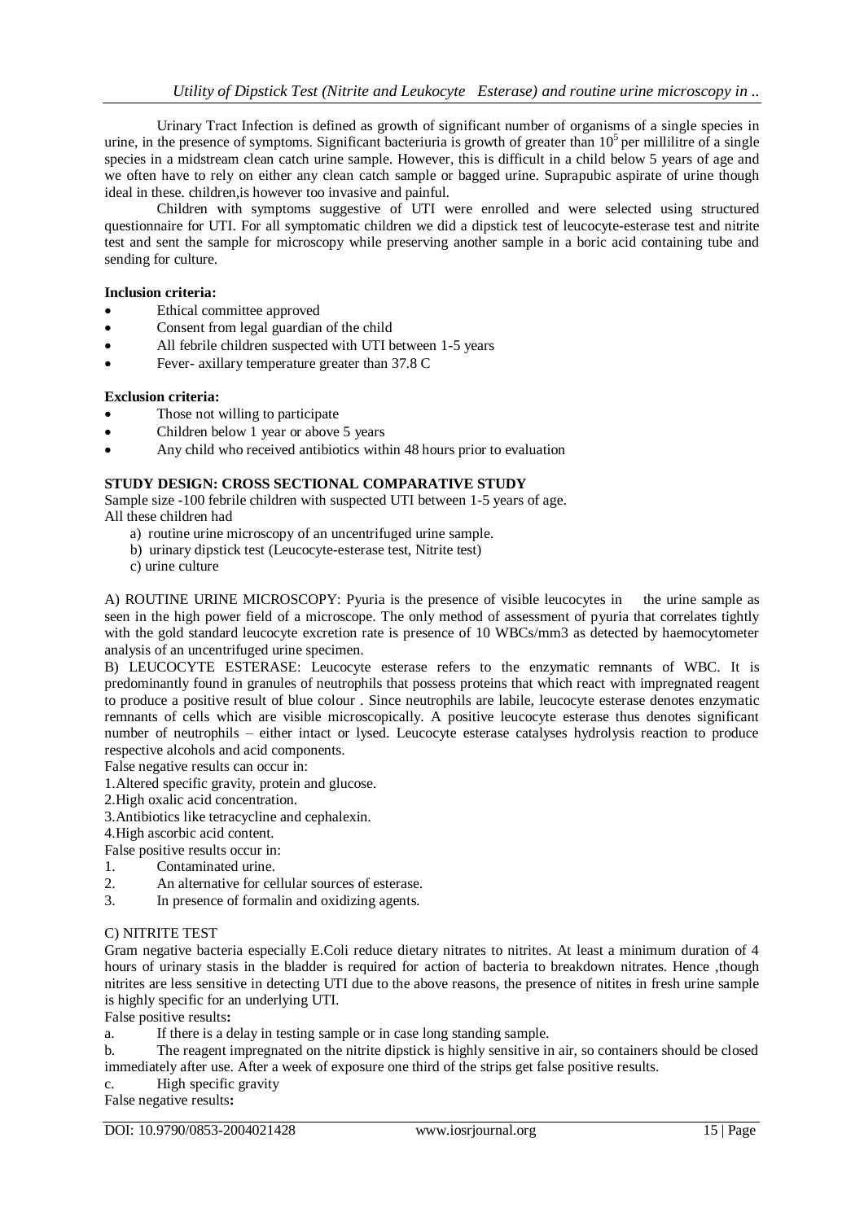Urinary Tract Infection is defined as growth of significant number of organisms of a single species in urine, in the presence of symptoms. Significant bacteriuria is growth of greater than $10^5$ per millilitre of a single species in a midstream clean catch urine sample. However, this is difficult in a child below 5 years of age and we often have to rely on either any clean catch sample or bagged urine. Suprapubic aspirate of urine though ideal in these. children,is however too invasive and painful.

Children with symptoms suggestive of UTI were enrolled and were selected using structured questionnaire for UTI. For all symptomatic children we did a dipstick test of leucocyte-esterase test and nitrite test and sent the sample for microscopy while preserving another sample in a boric acid containing tube and sending for culture.

**Inclusion criteria:**

- Ethical committee approved
- Consent from legal guardian of the child
- All febrile children suspected with UTI between 1-5 years
- Fever- axillary temperature greater than 37.8 C

**Exclusion criteria:**

- Those not willing to participate
- Children below 1 year or above 5 years
- Any child who received antibiotics within 48 hours prior to evaluation

**STUDY DESIGN: CROSS SECTIONAL COMPARATIVE STUDY**

Sample size -100 febrile children with suspected UTI between 1-5 years of age.
All these children had

a) routine urine microscopy of an uncentrifuged urine sample.
b) urinary dipstick test (Leucocyte-esterase test, Nitrite test)
c) urine culture

A) ROUTINE URINE MICROSCOPY: Pyuria is the presence of visible leucocytes in the urine sample as seen in the high power field of a microscope. The only method of assessment of pyuria that correlates tightly with the gold standard leucocyte excretion rate is presence of 10 WBCs/mm3 as detected by haemocytometer analysis of an uncentrifuged urine specimen.

B) LEUCOCYTE ESTERASE: Leucocyte esterase refers to the enzymatic remnants of WBC. It is predominantly found in granules of neutrophils that possess proteins that which react with impregnated reagent to produce a positive result of blue colour . Since neutrophils are labile, leucocyte esterase denotes enzymatic remnants of cells which are visible microscopically. A positive leucocyte esterase thus denotes significant number of neutrophils – either intact or lysed. Leucocyte esterase catalyses hydrolysis reaction to produce respective alcohols and acid components.

False negative results can occur in:

1.Altered specific gravity, protein and glucose.
2.High oxalic acid concentration.
3.Antibiotics like tetracycline and cephalexin.
4.High ascorbic acid content.

False positive results occur in:

1. Contaminated urine.
2. An alternative for cellular sources of esterase.
3. In presence of formalin and oxidizing agents.

C) NITRITE TEST

Gram negative bacteria especially E.Coli reduce dietary nitrates to nitrites. At least a minimum duration of 4 hours of urinary stasis in the bladder is required for action of bacteria to breakdown nitrates. Hence ,though nitrites are less sensitive in detecting UTI due to the above reasons, the presence of nitites in fresh urine sample is highly specific for an underlying UTI.

False positive results**:**

a. If there is a delay in testing sample or in case long standing sample.
b. The reagent impregnated on the nitrite dipstick is highly sensitive in air, so containers should be closed immediately after use. After a week of exposure one third of the strips get false positive results.
c. High specific gravity

False negative results**:**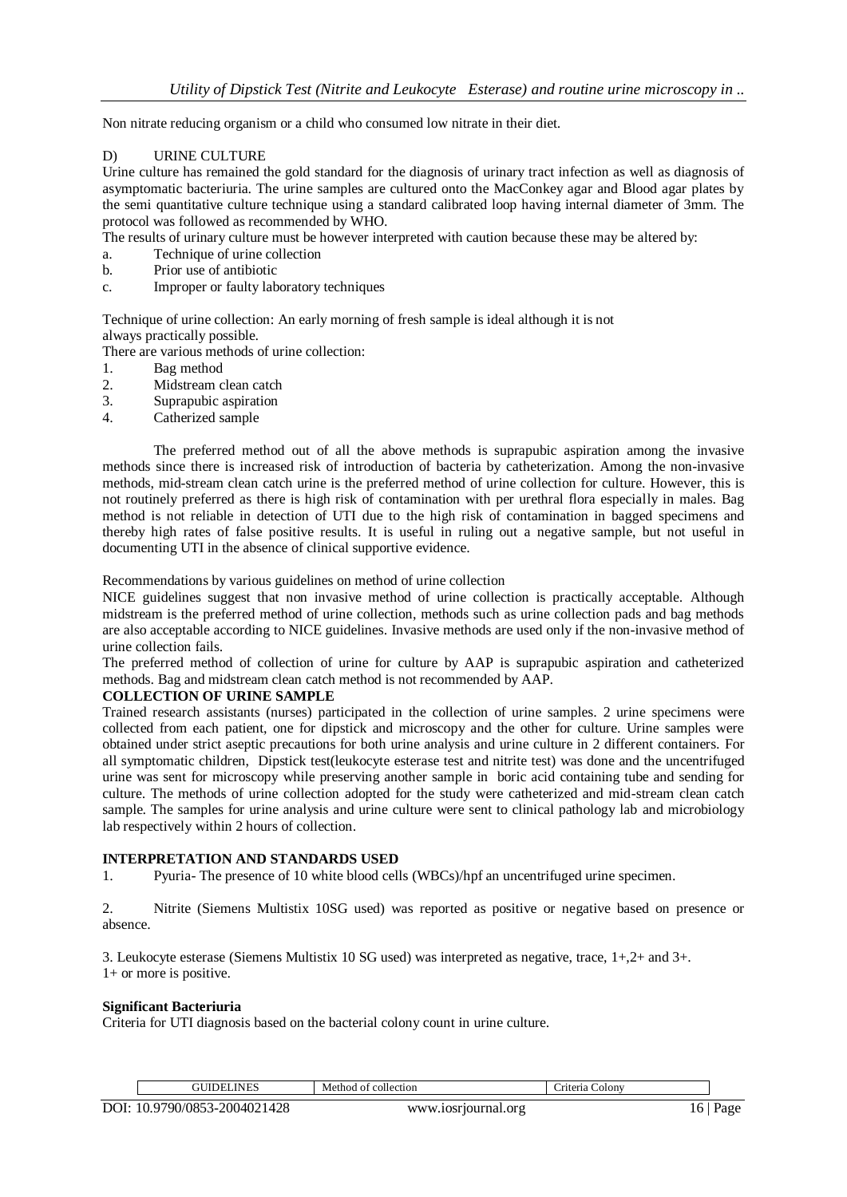Non nitrate reducing organism or a child who consumed low nitrate in their diet.

D) URINE CULTURE

Urine culture has remained the gold standard for the diagnosis of urinary tract infection as well as diagnosis of asymptomatic bacteriuria. The urine samples are cultured onto the MacConkey agar and Blood agar plates by the semi quantitative culture technique using a standard calibrated loop having internal diameter of 3mm. The protocol was followed as recommended by WHO.

The results of urinary culture must be however interpreted with caution because these may be altered by:

a. Technique of urine collection
b. Prior use of antibiotic
c. Improper or faulty laboratory techniques

Technique of urine collection: An early morning of fresh sample is ideal although it is not always practically possible.

There are various methods of urine collection:

1. Bag method
2. Midstream clean catch
3. Suprapubic aspiration
4. Catherized sample

The preferred method out of all the above methods is suprapubic aspiration among the invasive methods since there is increased risk of introduction of bacteria by catheterization. Among the non-invasive methods, mid-stream clean catch urine is the preferred method of urine collection for culture. However, this is not routinely preferred as there is high risk of contamination with per urethral flora especially in males. Bag method is not reliable in detection of UTI due to the high risk of contamination in bagged specimens and thereby high rates of false positive results. It is useful in ruling out a negative sample, but not useful in documenting UTI in the absence of clinical supportive evidence.

Recommendations by various guidelines on method of urine collection

NICE guidelines suggest that non invasive method of urine collection is practically acceptable. Although midstream is the preferred method of urine collection, methods such as urine collection pads and bag methods are also acceptable according to NICE guidelines. Invasive methods are used only if the non-invasive method of urine collection fails.

The preferred method of collection of urine for culture by AAP is suprapubic aspiration and catheterized methods. Bag and midstream clean catch method is not recommended by AAP.

**COLLECTION OF URINE SAMPLE**

Trained research assistants (nurses) participated in the collection of urine samples. 2 urine specimens were collected from each patient, one for dipstick and microscopy and the other for culture. Urine samples were obtained under strict aseptic precautions for both urine analysis and urine culture in 2 different containers. For all symptomatic children, Dipstick test(leukocyte esterase test and nitrite test) was done and the uncentrifuged urine was sent for microscopy while preserving another sample in boric acid containing tube and sending for culture. The methods of urine collection adopted for the study were catheterized and mid-stream clean catch sample. The samples for urine analysis and urine culture were sent to clinical pathology lab and microbiology lab respectively within 2 hours of collection.

**INTERPRETATION AND STANDARDS USED**

1. Pyuria- The presence of 10 white blood cells (WBCs)/hpf an uncentrifuged urine specimen.

2. Nitrite (Siemens Multistix 10SG used) was reported as positive or negative based on presence or absence.

3. Leukocyte esterase (Siemens Multistix 10 SG used) was interpreted as negative, trace, 1+,2+ and 3+.
1+ or more is positive.

**Significant Bacteriuria**

Criteria for UTI diagnosis based on the bacterial colony count in urine culture.

| GUIDELINES | Method of collection | Criteria Colony |
|---|---|---|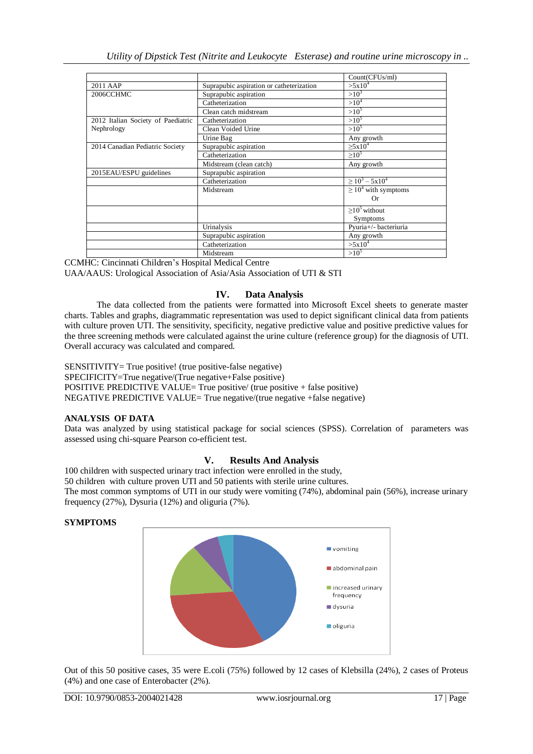| | | Count(CFUs/ml) |
|---|---|---|
| 2011 AAP | Suprapubic aspiration or catheterization | $>5x10^4$ |
| 2006CCHMC | Suprapubic aspiration | $>10^3$ |
| | Catheterization | $>10^4$ |
| | Clean catch midstream | $>10^5$ |
| 2012 Italian Society of Paediatric Nephrology | Catheterization | $>10^5$ |
| | Clean Voided Urine | $>10^5$ |
| | Urine Bag | Any growth |
| 2014 Canadian Pediatric Society | Suprapubic aspiration | $\geq 5x10^4$ |
| | Catheterization | $\geq 10^5$ |
| | Midstream (clean catch) | Any growth |
| 2015EAU/ESPU guidelines | Suprapubic aspiration | |
| | Catheterization | $\geq 10^3 - 5x10^4$ |
| | Midstream | $\geq 10^4$ with symptoms Or |
| | | $\geq 10^5$ without Symptoms |
| | Urinalysis | Pyuria+/- bacteriuria |
| | Suprapubic aspiration | Any growth |
| | Catheterization | $>5x10^4$ |
| | Midstream | $>10^5$ |

CCMHC: Cincinnati Children's Hospital Medical Centre
UAA/AAUS: Urological Association of Asia/Asia Association of UTI & STI

## IV. Data Analysis

The data collected from the patients were formatted into Microsoft Excel sheets to generate master charts. Tables and graphs, diagrammatic representation was used to depict significant clinical data from patients with culture proven UTI. The sensitivity, specificity, negative predictive value and positive predictive values for the three screening methods were calculated against the urine culture (reference group) for the diagnosis of UTI. Overall accuracy was calculated and compared.

SENSITIVITY= True positive! (true positive-false negative)
SPECIFICITY=True negative/(True negative+False positive)
POSITIVE PREDICTIVE VALUE= True positive/ (true positive + false positive)
NEGATIVE PREDICTIVE VALUE= True negative/(true negative +false negative)

**ANALYSIS OF DATA**

Data was analyzed by using statistical package for social sciences (SPSS). Correlation of parameters was assessed using chi-square Pearson co-efficient test.

## V. Results And Analysis

100 children with suspected urinary tract infection were enrolled in the study,
50 children with culture proven UTI and 50 patients with sterile urine cultures.
The most common symptoms of UTI in our study were vomiting (74%), abdominal pain (56%), increase urinary frequency (27%), Dysuria (12%) and oliguria (7%).

**SYMPTOMS**

vomiting
abdominal pain
increased urinary frequency
dysuria
oliguria

Out of this 50 positive cases, 35 were E.coli (75%) followed by 12 cases of Klebsilla (24%), 2 cases of Proteus (4%) and one case of Enterobacter (2%).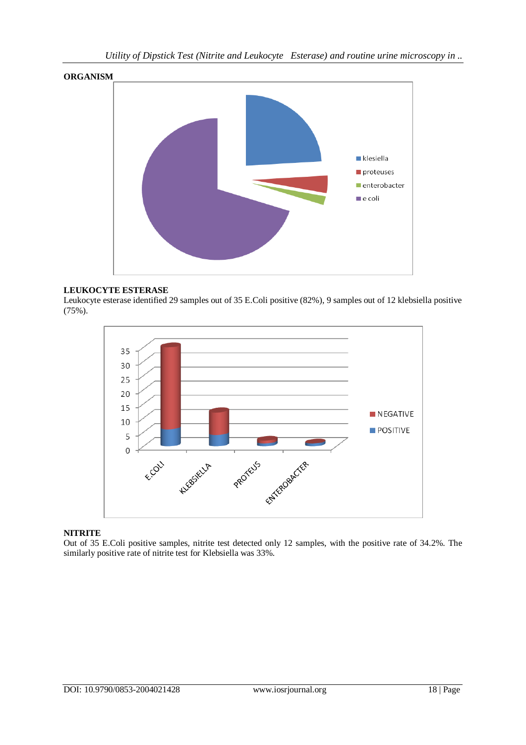**ORGANISM**

klesiella
proteuses
enterobacter
e coli

**LEUKOCYTE ESTERASE**

Leukocyte esterase identified 29 samples out of 35 E.Coli positive (82%), 9 samples out of 12 klebsiella positive (75%).

35
30
25
20
15
10
5
0

E.COLI
KLEBSIELLA
PROTEUS
ENTEROBACTER

NEGATIVE
POSITIVE

**NITRITE**

Out of 35 E.Coli positive samples, nitrite test detected only 12 samples, with the positive rate of 34.2%. The similarly positive rate of nitrite test for Klebsiella was 33%.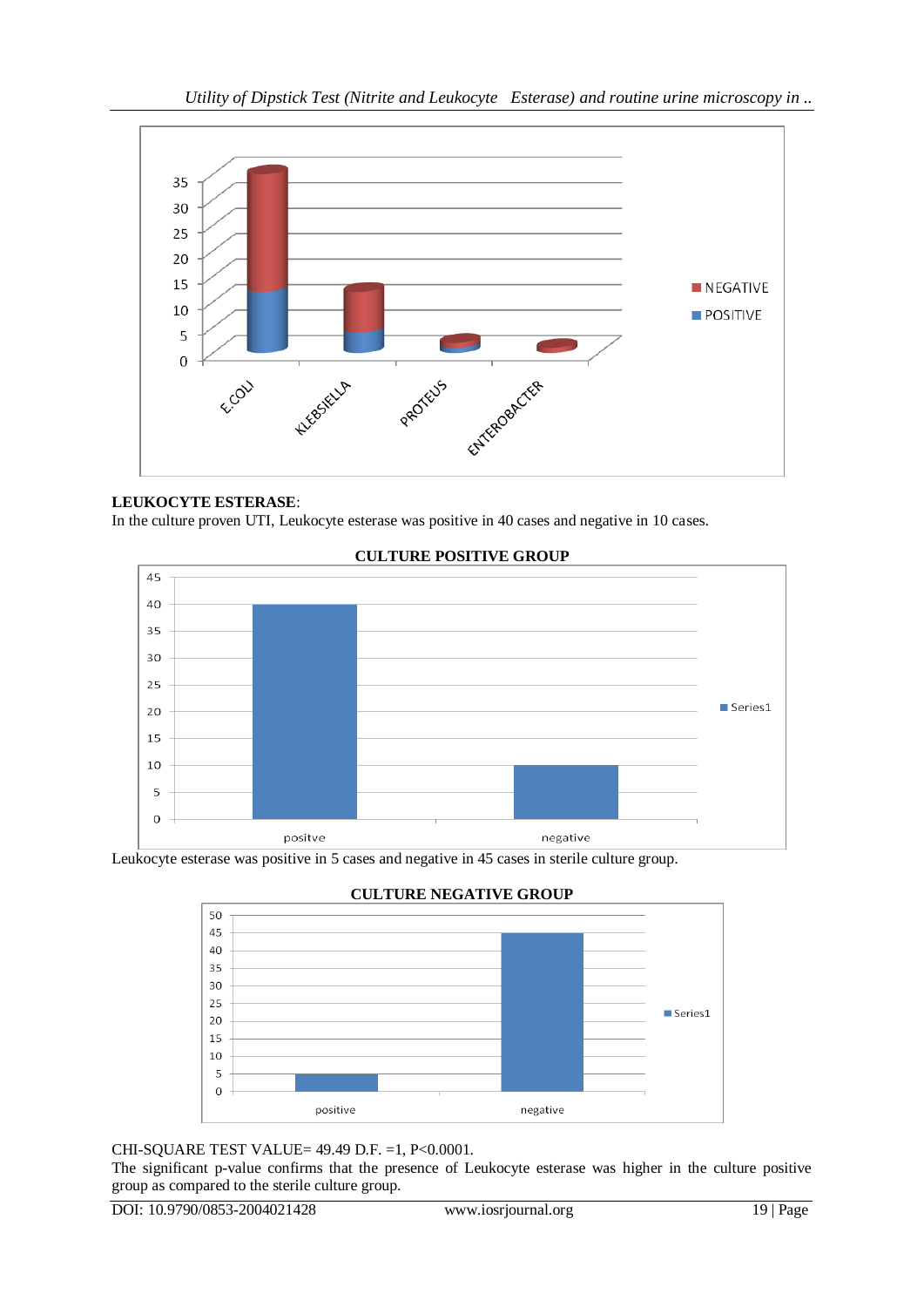35
30
25
20
15
10
5
0

E.COLI
KLEBSIELLA
PROTEUS
ENTEROBACTER

NEGATIVE
POSITIVE

**LEUKOCYTE ESTERASE**:
In the culture proven UTI, Leukocyte esterase was positive in 40 cases and negative in 10 cases.

**CULTURE POSITIVE GROUP**

45
40
35
30
25
20
15
10
5
0

positve
negative

Series1

Leukocyte esterase was positive in 5 cases and negative in 45 cases in sterile culture group.

**CULTURE NEGATIVE GROUP**

50
45
40
35
30
25
20
15
10
5
0

positive
negative

Series1

CHI-SQUARE TEST VALUE= 49.49 D.F. =1, P<0.0001.
The significant p-value confirms that the presence of Leukocyte esterase was higher in the culture positive group as compared to the sterile culture group.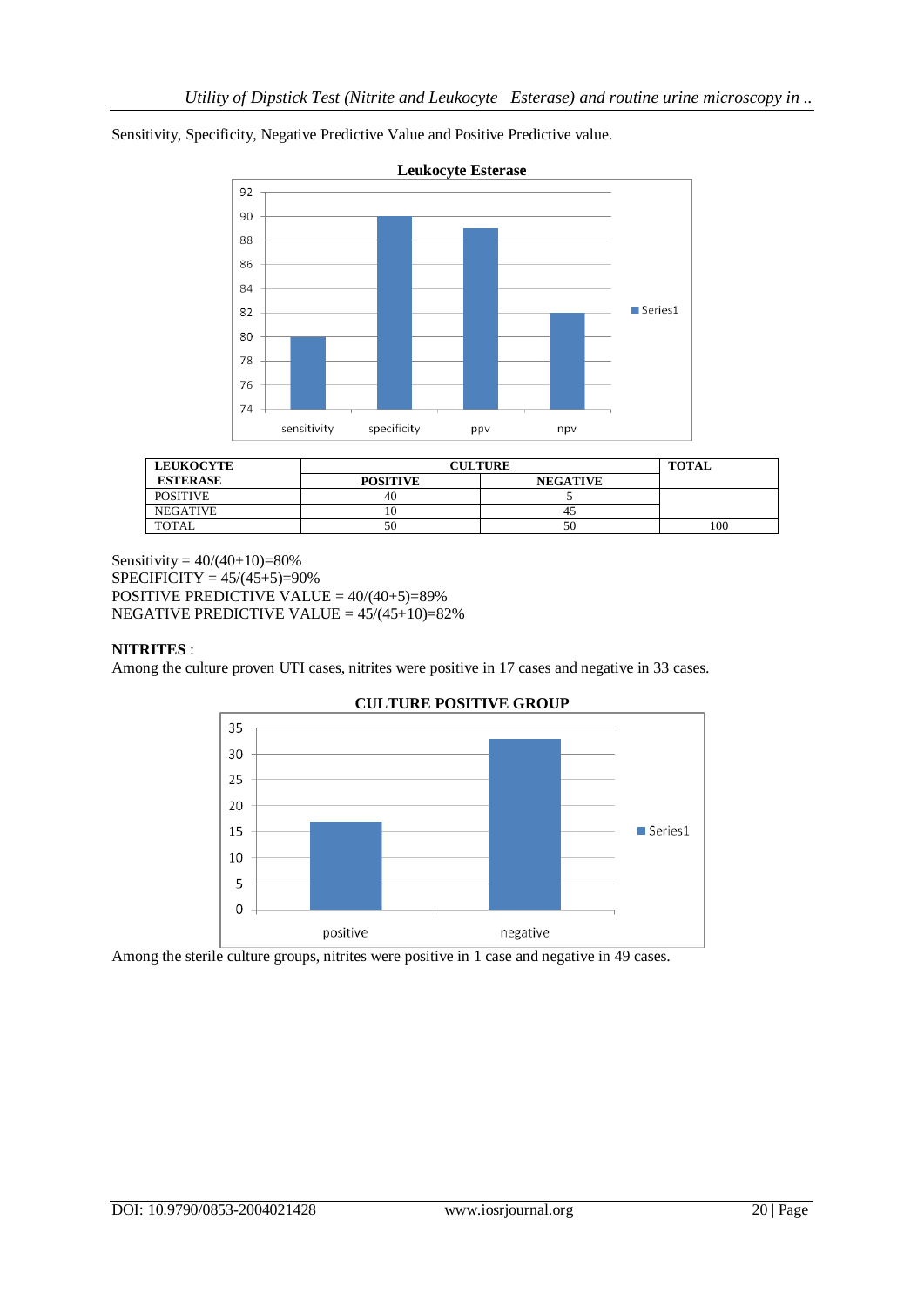Sensitivity, Specificity, Negative Predictive Value and Positive Predictive value.

**Leukocyte Esterase**

92
90
88
86
84
82
80
78
76
74

sensitivity specificity ppv npv

Series1

| LEUKOCYTE ESTERASE | CULTURE | | TOTAL |
|---|---|---|---|
| | POSITIVE | NEGATIVE | |
| POSITIVE | 40 | 5 | |
| NEGATIVE | 10 | 45 | |
| TOTAL | 50 | 50 | 100 |

Sensitivity = 40/(40+10)=80%
SPECIFICITY = 45/(45+5)=90%
POSITIVE PREDICTIVE VALUE = 40/(40+5)=89%
NEGATIVE PREDICTIVE VALUE = 45/(45+10)=82%

**NITRITES** :

Among the culture proven UTI cases, nitrites were positive in 17 cases and negative in 33 cases.

**CULTURE POSITIVE GROUP**

35
30
25
20
15
10
5
0

positive negative

Series1

Among the sterile culture groups, nitrites were positive in 1 case and negative in 49 cases.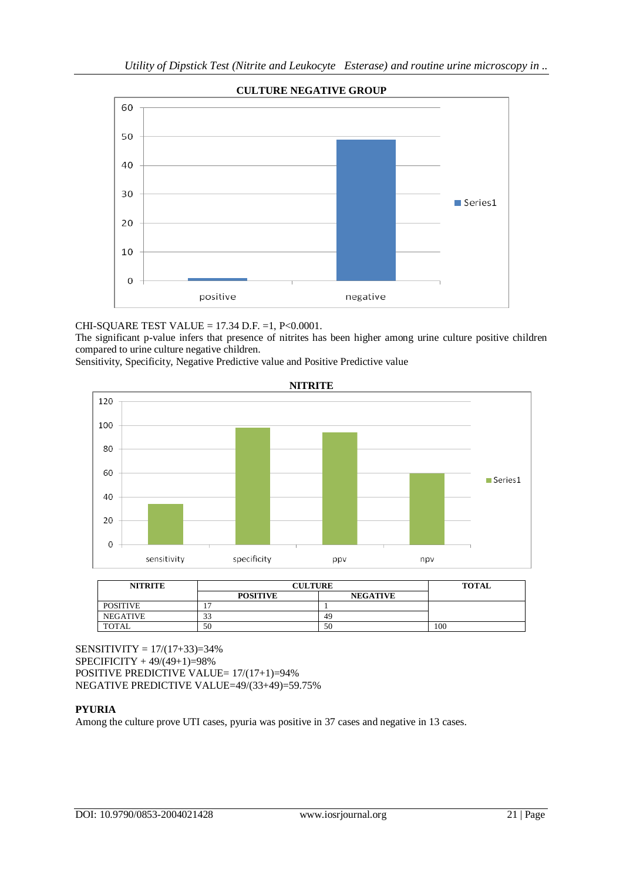**CULTURE NEGATIVE GROUP**

60
50
40
30
20
10
0
positive
negative
Series1

CHI-SQUARE TEST VALUE = 17.34 D.F. =1, P<0.0001.
The significant p-value infers that presence of nitrites has been higher among urine culture positive children compared to urine culture negative children.
Sensitivity, Specificity, Negative Predictive value and Positive Predictive value

**NITRITE**

120
100
80
60
40
20
0
sensitivity
specificity
ppv
npv
Series1

| NITRITE | CULTURE | | TOTAL |
|---|---|---|---|
| | POSITIVE | NEGATIVE | |
| POSITIVE | 17 | 1 | |
| NEGATIVE | 33 | 49 | |
| TOTAL | 50 | 50 | 100 |

SENSITIVITY = 17/(17+33)=34%
SPECIFICITY + 49/(49+1)=98%
POSITIVE PREDICTIVE VALUE= 17/(17+1)=94%
NEGATIVE PREDICTIVE VALUE=49/(33+49)=59.75%

**PYURIA**

Among the culture prove UTI cases, pyuria was positive in 37 cases and negative in 13 cases.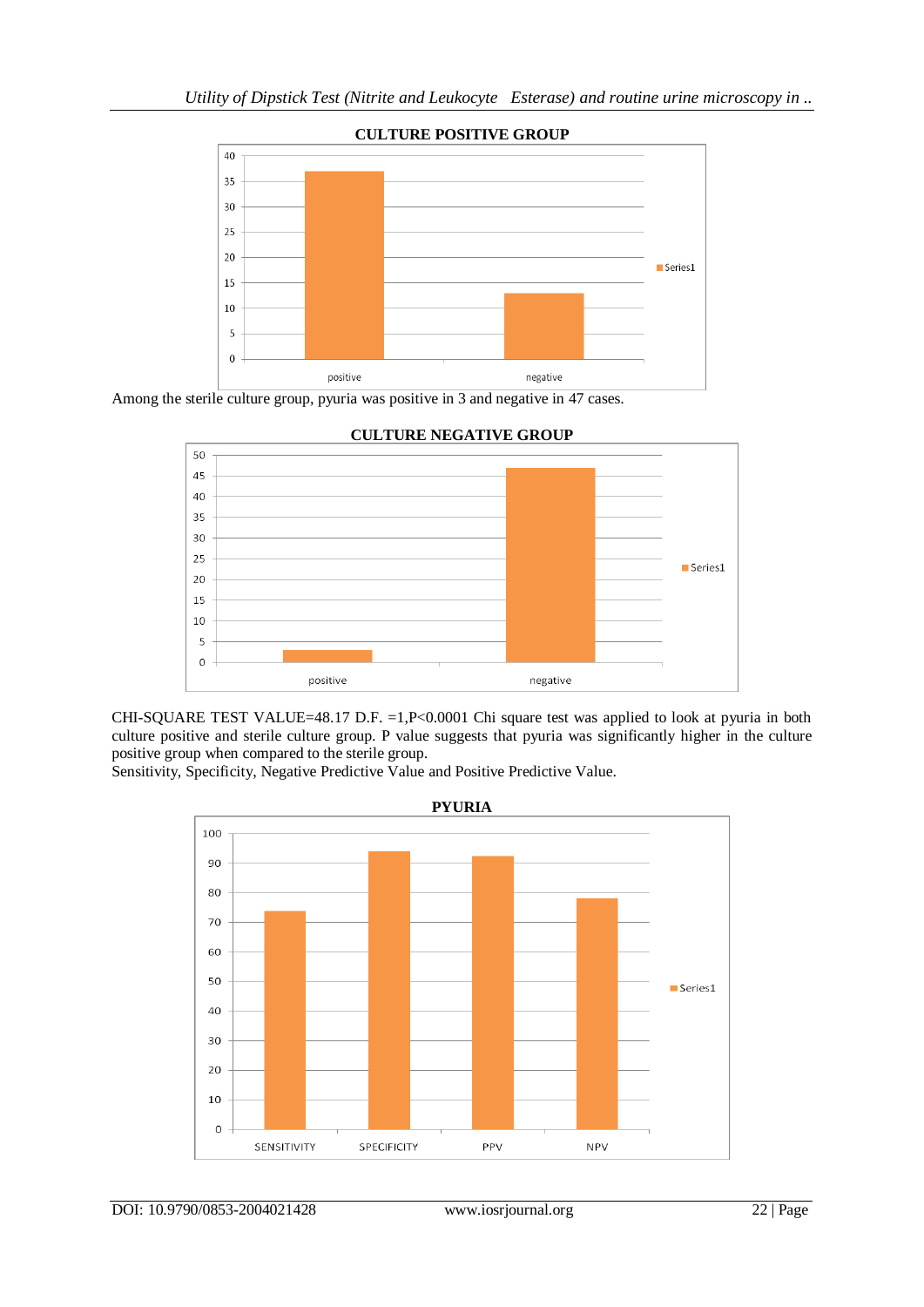**CULTURE POSITIVE GROUP**

40
35
30
25
20
15
10
5
0

positive
negative

Series1

Among the sterile culture group, pyuria was positive in 3 and negative in 47 cases.

**CULTURE NEGATIVE GROUP**

50
45
40
35
30
25
20
15
10
5
0

positive
negative

Series1

CHI-SQUARE TEST VALUE=48.17 D.F. =1,P<0.0001 Chi square test was applied to look at pyuria in both culture positive and sterile culture group. P value suggests that pyuria was significantly higher in the culture positive group when compared to the sterile group.

Sensitivity, Specificity, Negative Predictive Value and Positive Predictive Value.

**PYURIA**

100
90
80
70
60
50
40
30
20
10
0

SENSITIVITY
SPECIFICITY
PPV
NPV

Series1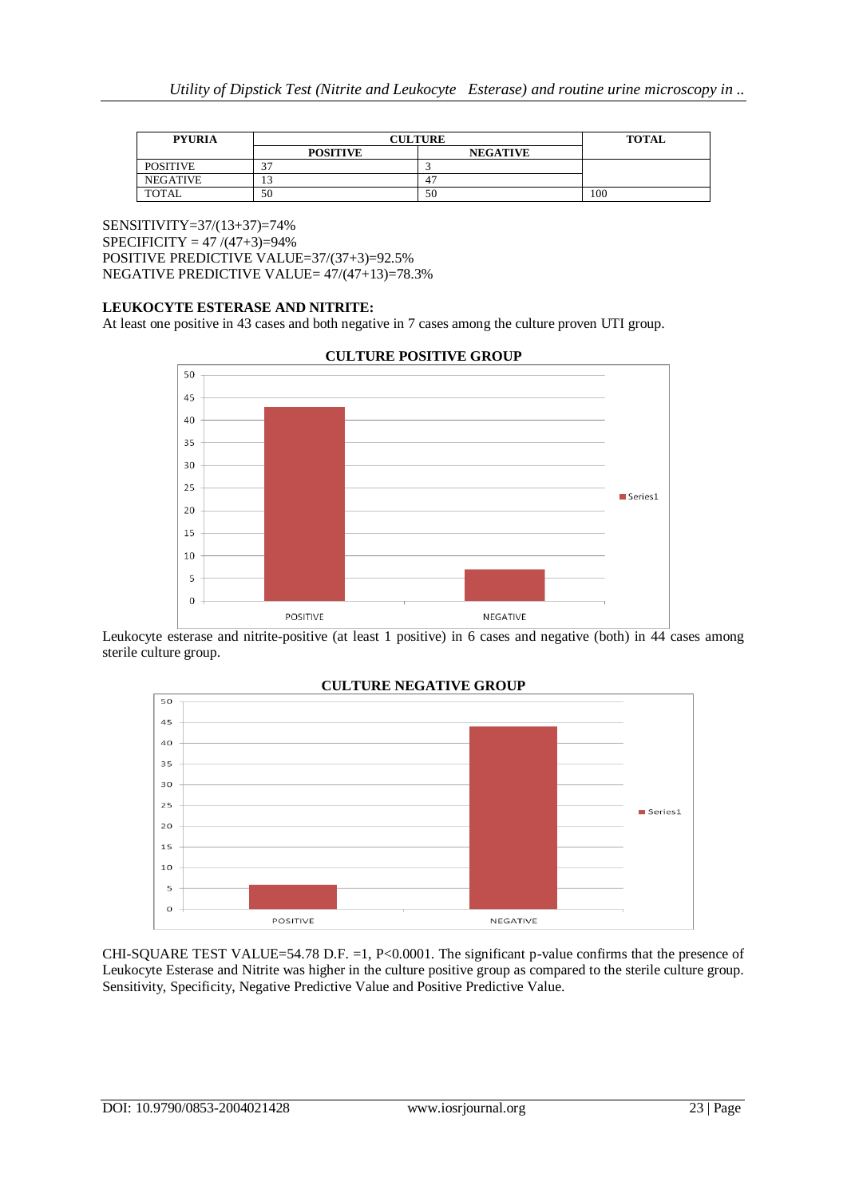| PYURIA | CULTURE | | TOTAL |
|---|---|---|---|
| | POSITIVE | NEGATIVE | |
| POSITIVE | 37 | 3 | |
| NEGATIVE | 13 | 47 | |
| TOTAL | 50 | 50 | 100 |

SENSITIVITY=37/(13+37)=74%
SPECIFICITY = 47 /(47+3)=94%
POSITIVE PREDICTIVE VALUE=37/(37+3)=92.5%
NEGATIVE PREDICTIVE VALUE= 47/(47+13)=78.3%

**LEUKOCYTE ESTERASE AND NITRITE:**
At least one positive in 43 cases and both negative in 7 cases among the culture proven UTI group.

**CULTURE POSITIVE GROUP**

50
45
40
35
30
25
20
15
10
5
0

POSITIVE
NEGATIVE

Series1

Leukocyte esterase and nitrite-positive (at least 1 positive) in 6 cases and negative (both) in 44 cases among sterile culture group.

**CULTURE NEGATIVE GROUP**

50
45
40
35
30
25
20
15
10
5
0

POSITIVE
NEGATIVE

Series1

CHI-SQUARE TEST VALUE=54.78 D.F. =1, $P<0.0001$. The significant p-value confirms that the presence of Leukocyte Esterase and Nitrite was higher in the culture positive group as compared to the sterile culture group. Sensitivity, Specificity, Negative Predictive Value and Positive Predictive Value.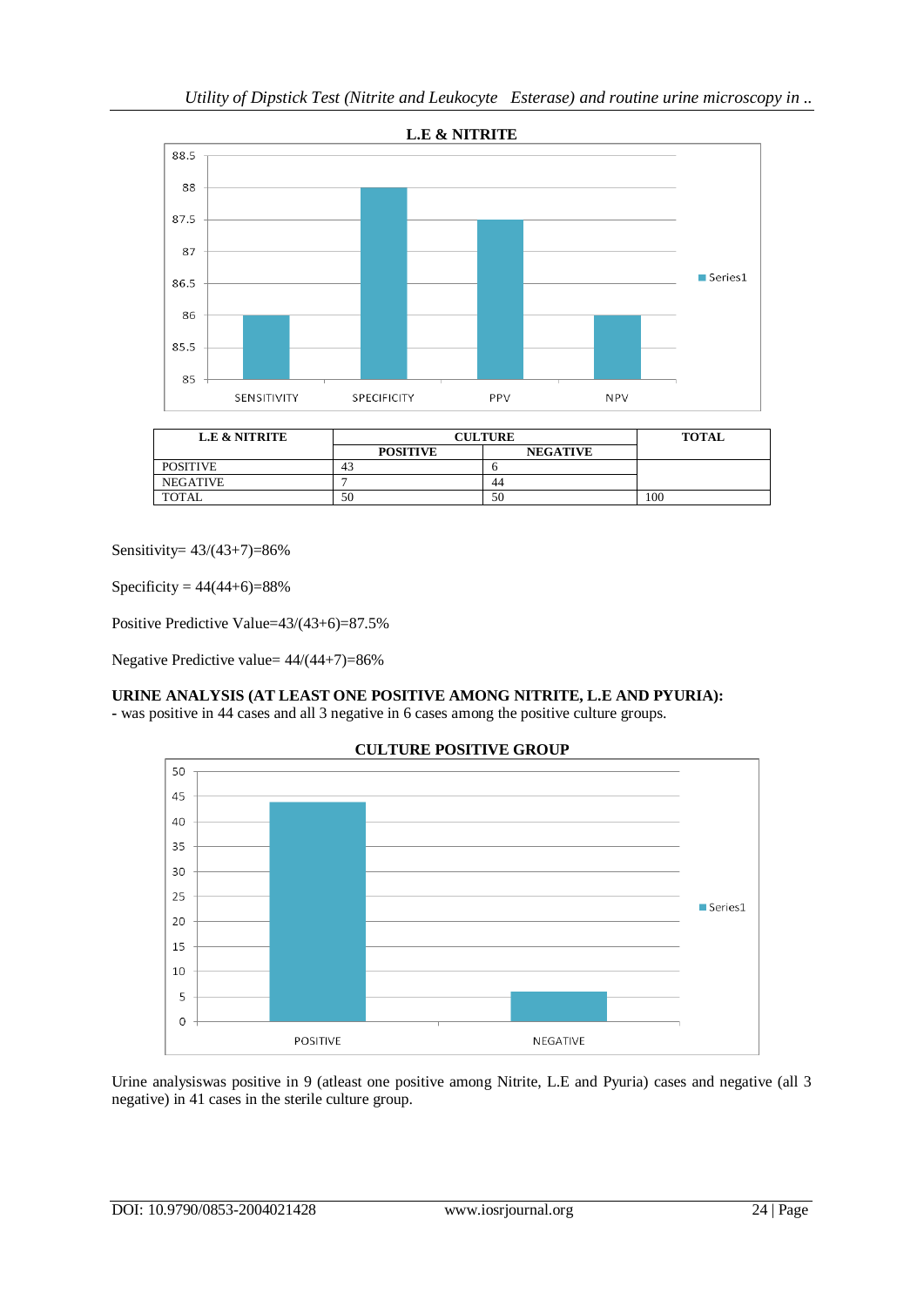**L.E & NITRITE**

| L.E & NITRITE | CULTURE | | TOTAL |
|---|---|---|---|
| | POSITIVE | NEGATIVE | |
| POSITIVE | 43 | 6 | |
| NEGATIVE | 7 | 44 | |
| TOTAL | 50 | 50 | 100 |

Sensitivity= 43/(43+7)=86%

Specificity = 44(44+6)=88%

Positive Predictive Value=43/(43+6)=87.5%

Negative Predictive value= 44/(44+7)=86%

**URINE ANALYSIS (AT LEAST ONE POSITIVE AMONG NITRITE, L.E AND PYURIA):**
- was positive in 44 cases and all 3 negative in 6 cases among the positive culture groups.

**CULTURE POSITIVE GROUP**

Urine analysiswas positive in 9 (atleast one positive among Nitrite, L.E and Pyuria) cases and negative (all 3 negative) in 41 cases in the sterile culture group.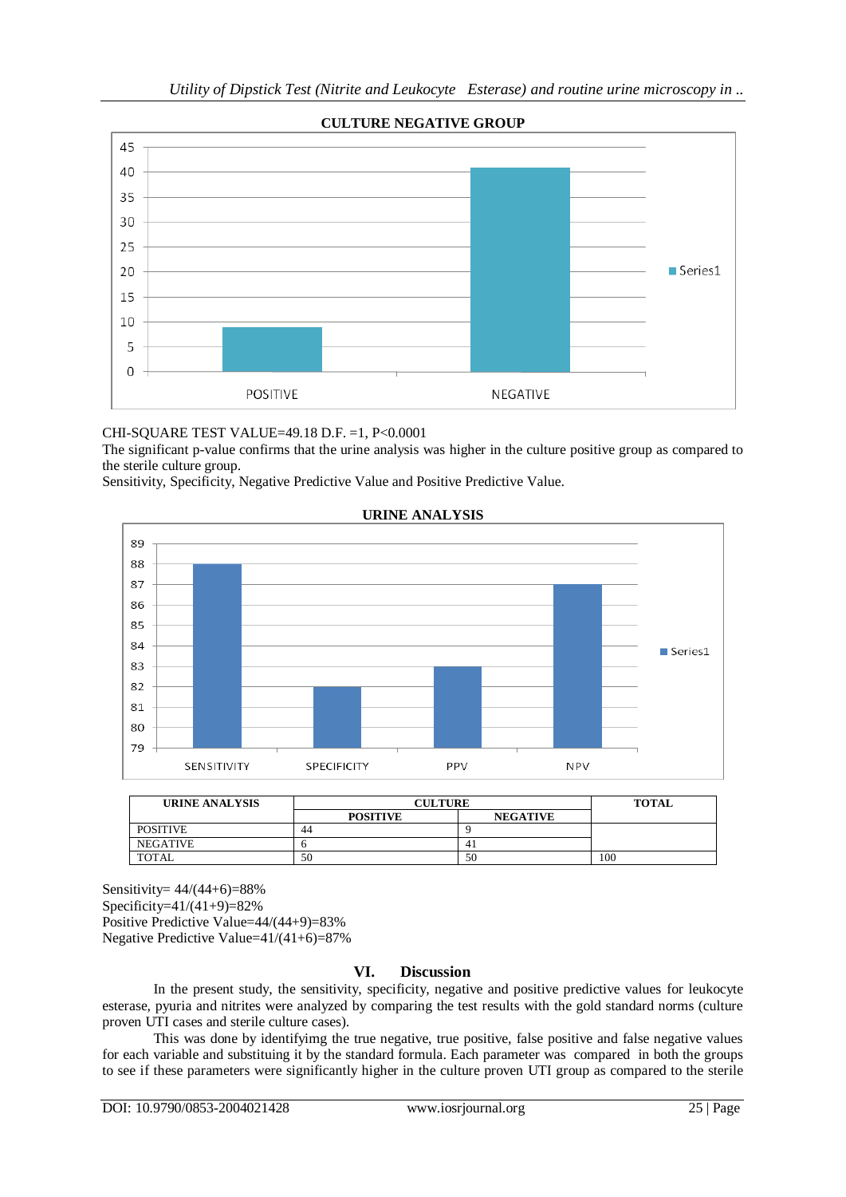CULTURE NEGATIVE GROUP

45
40
35
30
25
20
15
10
5
0

POSITIVE
NEGATIVE

Series1

CHI-SQUARE TEST VALUE=49.18 D.F. =1, P<0.0001

The significant p-value confirms that the urine analysis was higher in the culture positive group as compared to the sterile culture group.

Sensitivity, Specificity, Negative Predictive Value and Positive Predictive Value.

URINE ANALYSIS

89
88
87
86
85
84
83
82
81
80
79

SENSITIVITY
SPECIFICITY
PPV
NPV

Series1

| URINE ANALYSIS | CULTURE | | TOTAL |
|---|---|---|---|
| | POSITIVE | NEGATIVE | |
| POSITIVE | 44 | 9 | |
| NEGATIVE | 6 | 41 | |
| TOTAL | 50 | 50 | 100 |

Sensitivity= 44/(44+6)=88%
Specificity=41/(41+9)=82%
Positive Predictive Value=44/(44+9)=83%
Negative Predictive Value=41/(41+6)=87%

## VI. Discussion

In the present study, the sensitivity, specificity, negative and positive predictive values for leukocyte esterase, pyuria and nitrites were analyzed by comparing the test results with the gold standard norms (culture proven UTI cases and sterile culture cases).

This was done by identifyimg the true negative, true positive, false positive and false negative values for each variable and substituing it by the standard formula. Each parameter was compared in both the groups to see if these parameters were significantly higher in the culture proven UTI group as compared to the sterile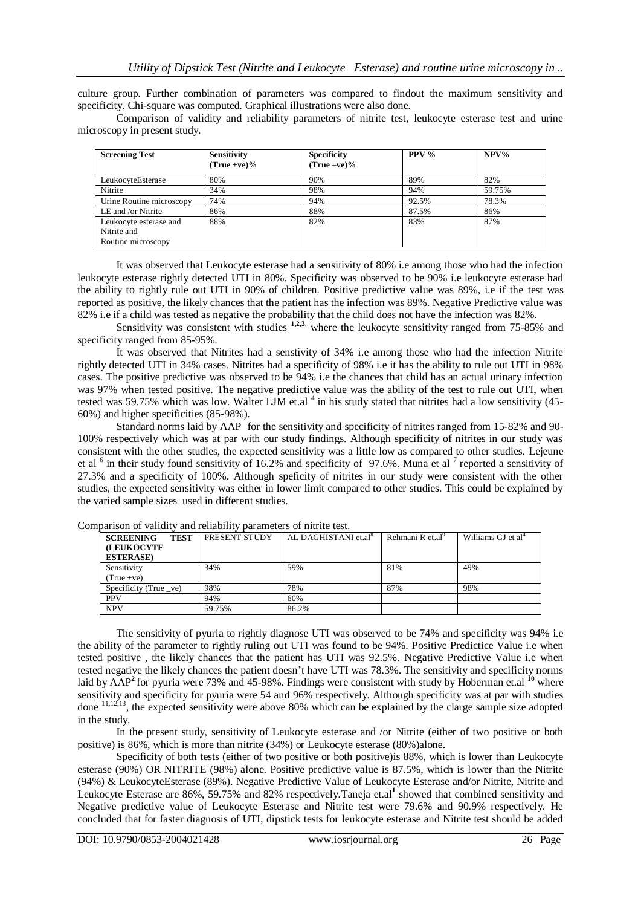culture group. Further combination of parameters was compared to findout the maximum sensitivity and specificity. Chi-square was computed. Graphical illustrations were also done.

Comparison of validity and reliability parameters of nitrite test, leukocyte esterase test and urine microscopy in present study.

| Screening Test | Sensitivity (True +ve)% | Specificity (True –ve)% | PPV % | NPV% |
|---|---|---|---|---|
| LeukocyteEsterase | 80% | 90% | 89% | 82% |
| Nitrite | 34% | 98% | 94% | 59.75% |
| Urine Routine microscopy | 74% | 94% | 92.5% | 78.3% |
| LE and /or Nitrite | 86% | 88% | 87.5% | 86% |
| Leukocyte esterase and Nitrite and Routine microscopy | 88% | 82% | 83% | 87% |

It was observed that Leukocyte esterase had a sensitivity of 80% i.e among those who had the infection leukocyte esterase rightly detected UTI in 80%. Specificity was observed to be 90% i.e leukocyte esterase had the ability to rightly rule out UTI in 90% of children. Positive predictive value was 89%, i.e if the test was reported as positive, the likely chances that the patient has the infection was 89%. Negative Predictive value was 82% i.e if a child was tested as negative the probability that the child does not have the infection was 82%.

Sensitivity was consistent with studies [1,2,3,] where the leukocyte sensitivity ranged from 75-85% and specificity ranged from 85-95%.

It was observed that Nitrites had a senstivity of 34% i.e among those who had the infection Nitrite rightly detected UTI in 34% cases. Nitrites had a specificity of 98% i.e it has the ability to rule out UTI in 98% cases. The positive predictive was observed to be 94% i.e the chances that child has an actual urinary infection was 97% when tested positive. The negative predictive value was the ability of the test to rule out UTI, when tested was 59.75% which was low. Walter LJM et.al [4] in his study stated that nitrites had a low sensitivity (45-60%) and higher specificities (85-98%).

Standard norms laid by AAP for the sensitivity and specificity of nitrites ranged from 15-82% and 90-100% respectively which was at par with our study findings. Although specificity of nitrites in our study was consistent with the other studies, the expected sensitivity was a little low as compared to other studies. Lejeune et al [6] in their study found sensitivity of 16.2% and specificity of 97.6%. Muna et al [7] reported a sensitivity of 27.3% and a specificity of 100%. Although speficity of nitrites in our study were consistent with the other studies, the expected sensitivity was either in lower limit compared to other studies. This could be explained by the varied sample sizes used in different studies.

Comparison of validity and reliability parameters of nitrite test.

| SCREENING TEST (LEUKOCYTE ESTERASE) | PRESENT STUDY | AL DAGHISTANI et.al[8] | Rehmani R et.al[9] | Williams GJ et al[4] |
|---|---|---|---|---|
| Sensitivity (True +ve) | 34% | 59% | 81% | 49% |
| Specificity (True _ve) | 98% | 78% | 87% | 98% |
| PPV | 94% | 60% | | |
| NPV | 59.75% | 86.2% | | |

The sensitivity of pyuria to rightly diagnose UTI was observed to be 74% and specificity was 94% i.e the ability of the parameter to rightly ruling out UTI was found to be 94%. Positive Predictice Value i.e when tested positive , the likely chances that the patient has UTI was 92.5%. Negative Predictive Value i.e when tested negative the likely chances the patient doesn't have UTI was 78.3%. The sensitivity and specificity norms laid by AAP[2] for pyuria were 73% and 45-98%. Findings were consistent with study by Hoberman et.al [10] where sensitivity and specificity for pyuria were 54 and 96% respectively. Although specificity was at par with studies done [11,12,13], the expected sensitivity were above 80% which can be explained by the clarge sample size adopted in the study.

In the present study, sensitivity of Leukocyte esterase and /or Nitrite (either of two positive or both positive) is 86%, which is more than nitrite (34%) or Leukocyte esterase (80%)alone.

Specificity of both tests (either of two positive or both positive)is 88%, which is lower than Leukocyte esterase (90%) OR NITRITE (98%) alone. Positive predictive value is 87.5%, which is lower than the Nitrite (94%) & LeukocyteEsterase (89%). Negative Predictive Value of Leukocyte Esterase and/or Nitrite, Nitrite and Leukocyte Esterase are 86%, 59.75% and 82% respectively.Taneja et.al[1] showed that combined sensitivity and Negative predictive value of Leukocyte Esterase and Nitrite test were 79.6% and 90.9% respectively. He concluded that for faster diagnosis of UTI, dipstick tests for leukocyte esterase and Nitrite test should be added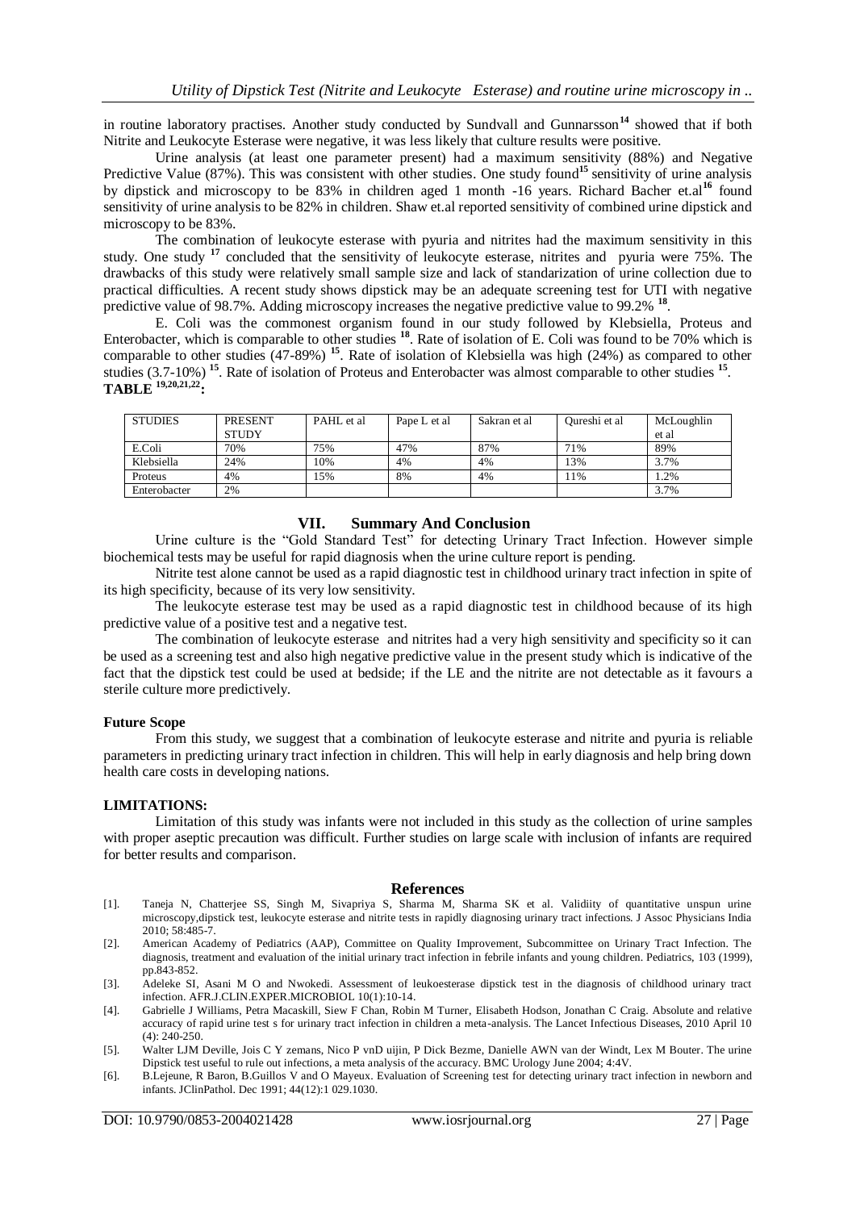in routine laboratory practises. Another study conducted by Sundvall and Gunnarsson[14] showed that if both Nitrite and Leukocyte Esterase were negative, it was less likely that culture results were positive.

Urine analysis (at least one parameter present) had a maximum sensitivity (88%) and Negative Predictive Value (87%). This was consistent with other studies. One study found[15] sensitivity of urine analysis by dipstick and microscopy to be 83% in children aged 1 month -16 years. Richard Bacher et.al[16] found sensitivity of urine analysis to be 82% in children. Shaw et.al reported sensitivity of combined urine dipstick and microscopy to be 83%.

The combination of leukocyte esterase with pyuria and nitrites had the maximum sensitivity in this study. One study [17] concluded that the sensitivity of leukocyte esterase, nitrites and pyuria were 75%. The drawbacks of this study were relatively small sample size and lack of standarization of urine collection due to practical difficulties. A recent study shows dipstick may be an adequate screening test for UTI with negative predictive value of 98.7%. Adding microscopy increases the negative predictive value to 99.2% [18].

E. Coli was the commonest organism found in our study followed by Klebsiella, Proteus and Enterobacter, which is comparable to other studies [18]. Rate of isolation of E. Coli was found to be 70% which is comparable to other studies (47-89%) [15]. Rate of isolation of Klebsiella was high (24%) as compared to other studies (3.7-10%) [15]. Rate of isolation of Proteus and Enterobacter was almost comparable to other studies [15].

**TABLE [19,20,21,22]:**

| STUDIES | PRESENT STUDY | PAHL et al | Pape L et al | Sakran et al | Qureshi et al | McLoughlin et al |
|---|---|---|---|---|---|---|
| E.Coli | 70% | 75% | 47% | 87% | 71% | 89% |
| Klebsiella | 24% | 10% | 4% | 4% | 13% | 3.7% |
| Proteus | 4% | 15% | 8% | 4% | 11% | 1.2% |
| Enterobacter | 2% | | | | | 3.7% |

## VII. Summary And Conclusion

Urine culture is the "Gold Standard Test" for detecting Urinary Tract Infection. However simple biochemical tests may be useful for rapid diagnosis when the urine culture report is pending.

Nitrite test alone cannot be used as a rapid diagnostic test in childhood urinary tract infection in spite of its high specificity, because of its very low sensitivity.

The leukocyte esterase test may be used as a rapid diagnostic test in childhood because of its high predictive value of a positive test and a negative test.

The combination of leukocyte esterase and nitrites had a very high sensitivity and specificity so it can be used as a screening test and also high negative predictive value in the present study which is indicative of the fact that the dipstick test could be used at bedside; if the LE and the nitrite are not detectable as it favours a sterile culture more predictively.

### Future Scope

From this study, we suggest that a combination of leukocyte esterase and nitrite and pyuria is reliable parameters in predicting urinary tract infection in children. This will help in early diagnosis and help bring down health care costs in developing nations.

### LIMITATIONS:

Limitation of this study was infants were not included in this study as the collection of urine samples with proper aseptic precaution was difficult. Further studies on large scale with inclusion of infants are required for better results and comparison.

## References

[1]. Taneja N, Chatterjee SS, Singh M, Sivapriya S, Sharma M, Sharma SK et al. Validiity of quantitative unspun urine microscopy,dipstick test, leukocyte esterase and nitrite tests in rapidly diagnosing urinary tract infections. J Assoc Physicians India 2010; 58:485-7.

[2]. American Academy of Pediatrics (AAP), Committee on Quality Improvement, Subcommittee on Urinary Tract Infection. The diagnosis, treatment and evaluation of the initial urinary tract infection in febrile infants and young children. Pediatrics, 103 (1999), pp.843-852.

[3]. Adeleke SI, Asani M O and Nwokedi. Assessment of leukoesterase dipstick test in the diagnosis of childhood urinary tract infection. AFR.J.CLIN.EXPER.MICROBIOL 10(1):10-14.

[4]. Gabrielle J Williams, Petra Macaskill, Siew F Chan, Robin M Turner, Elisabeth Hodson, Jonathan C Craig. Absolute and relative accuracy of rapid urine test s for urinary tract infection in children a meta-analysis. The Lancet Infectious Diseases, 2010 April 10 (4): 240-250.

[5]. Walter LJM Deville, Jois C Y zemans, Nico P vnD uijin, P Dick Bezme, Danielle AWN van der Windt, Lex M Bouter. The urine Dipstick test useful to rule out infections, a meta analysis of the accuracy. BMC Urology June 2004; 4:4V.

[6]. B.Lejeune, R Baron, B.Guillos V and O Mayeux. Evaluation of Screening test for detecting urinary tract infection in newborn and infants. JClinPathol. Dec 1991; 44(12):1 029.1030.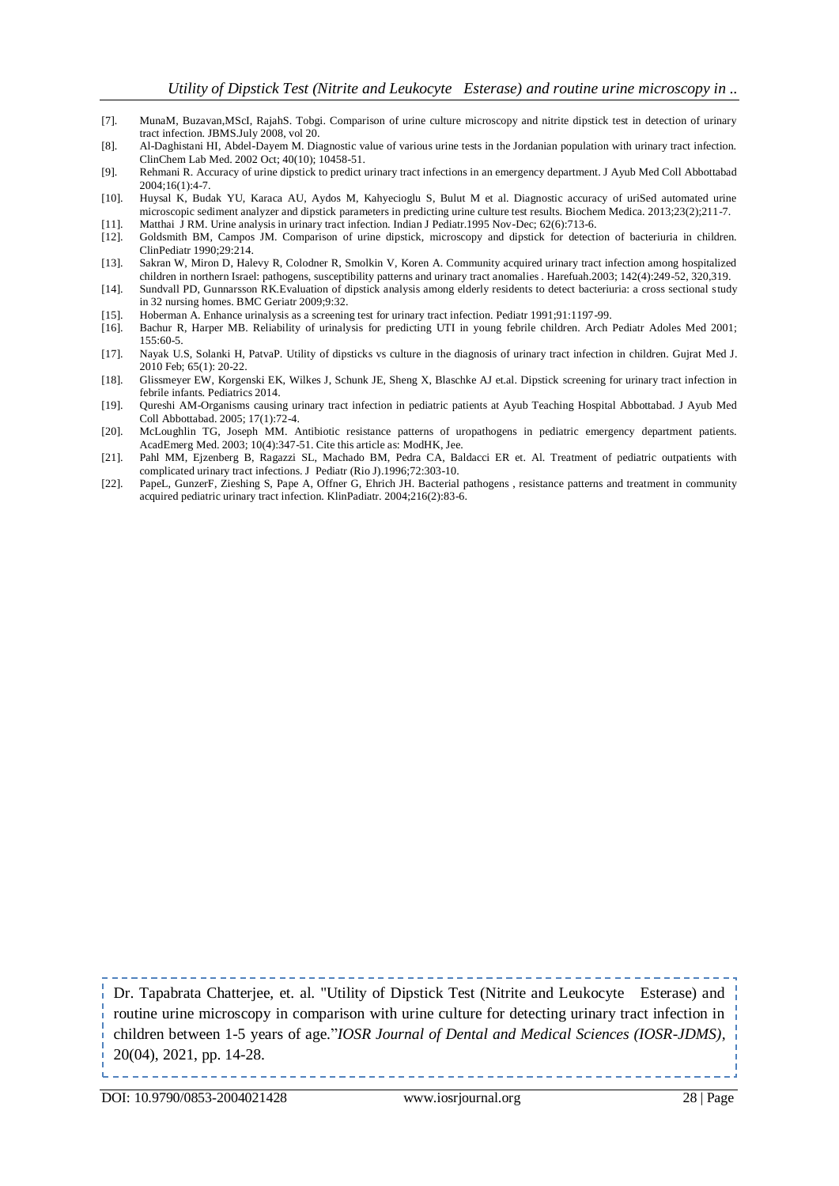[7]. MunaM, Buzavan,MScI, RajahS. Tobgi. Comparison of urine culture microscopy and nitrite dipstick test in detection of urinary tract infection. JBMS.July 2008, vol 20.

[8]. Al-Daghistani HI, Abdel-Dayem M. Diagnostic value of various urine tests in the Jordanian population with urinary tract infection. ClinChem Lab Med. 2002 Oct; 40(10); 10458-51.

[9]. Rehmani R. Accuracy of urine dipstick to predict urinary tract infections in an emergency department. J Ayub Med Coll Abbottabad 2004;16(1):4-7.

[10]. Huysal K, Budak YU, Karaca AU, Aydos M, Kahyecioglu S, Bulut M et al. Diagnostic accuracy of uriSed automated urine microscopic sediment analyzer and dipstick parameters in predicting urine culture test results. Biochem Medica. 2013;23(2);211-7.

[11]. Matthai J RM. Urine analysis in urinary tract infection. Indian J Pediatr.1995 Nov-Dec; 62(6):713-6.

[12]. Goldsmith BM, Campos JM. Comparison of urine dipstick, microscopy and dipstick for detection of bacteriuria in children. ClinPediatr 1990;29:214.

[13]. Sakran W, Miron D, Halevy R, Colodner R, Smolkin V, Koren A. Community acquired urinary tract infection among hospitalized children in northern Israel: pathogens, susceptibility patterns and urinary tract anomalies . Harefuah.2003; 142(4):249-52, 320,319.

[14]. Sundvall PD, Gunnarsson RK.Evaluation of dipstick analysis among elderly residents to detect bacteriuria: a cross sectional study in 32 nursing homes. BMC Geriatr 2009;9:32.

[15]. Hoberman A. Enhance urinalysis as a screening test for urinary tract infection. Pediatr 1991;91:1197-99.

[16]. Bachur R, Harper MB. Reliability of urinalysis for predicting UTI in young febrile children. Arch Pediatr Adoles Med 2001; 155:60-5.

[17]. Nayak U.S, Solanki H, PatvaP. Utility of dipsticks vs culture in the diagnosis of urinary tract infection in children. Gujrat Med J. 2010 Feb; 65(1): 20-22.

[18]. Glissmeyer EW, Korgenski EK, Wilkes J, Schunk JE, Sheng X, Blaschke AJ et.al. Dipstick screening for urinary tract infection in febrile infants. Pediatrics 2014.

[19]. Qureshi AM-Organisms causing urinary tract infection in pediatric patients at Ayub Teaching Hospital Abbottabad. J Ayub Med Coll Abbottabad. 2005; 17(1):72-4.

[20]. McLoughlin TG, Joseph MM. Antibiotic resistance patterns of uropathogens in pediatric emergency department patients. AcadEmerg Med. 2003; 10(4):347-51. Cite this article as: ModHK, Jee.

[21]. Pahl MM, Ejzenberg B, Ragazzi SL, Machado BM, Pedra CA, Baldacci ER et. Al. Treatment of pediatric outpatients with complicated urinary tract infections. J Pediatr (Rio J).1996;72:303-10.

[22]. PapeL, GunzerF, Zieshing S, Pape A, Offner G, Ehrich JH. Bacterial pathogens , resistance patterns and treatment in community acquired pediatric urinary tract infection. KlinPadiatr. 2004;216(2):83-6.

Dr. Tapabrata Chatterjee, et. al. "Utility of Dipstick Test (Nitrite and Leukocyte Esterase) and routine urine microscopy in comparison with urine culture for detecting urinary tract infection in children between 1-5 years of age."*IOSR Journal of Dental and Medical Sciences (IOSR-JDMS)*, 20(04), 2021, pp. 14-28.